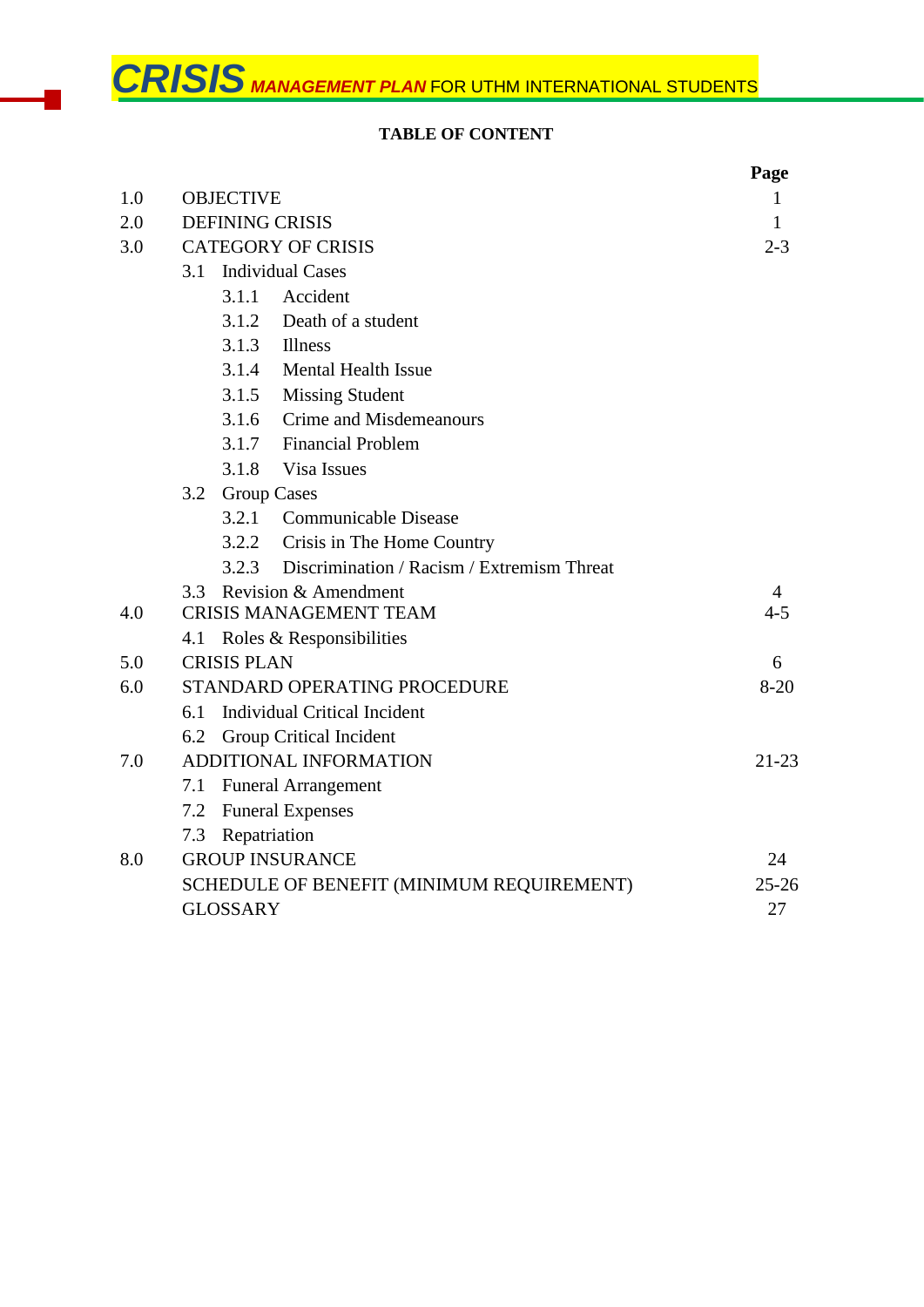# CRISIS MANAGEMENT PLAN FOR UTHM INTERNATIONAL STUDENTS

**TABLE OF CONTENT**

| | | **Page** |
|---|---|---|
| 1.0 | OBJECTIVE | 1 |
| 2.0 | DEFINING CRISIS | 1 |
| 3.0 | CATEGORY OF CRISIS | 2-3 |
| | 3.1 Individual Cases | |
| | 3.1.1 Accident | |
| | 3.1.2 Death of a student | |
| | 3.1.3 Illness | |
| | 3.1.4 Mental Health Issue | |
| | 3.1.5 Missing Student | |
| | 3.1.6 Crime and Misdemeanours | |
| | 3.1.7 Financial Problem | |
| | 3.1.8 Visa Issues | |
| | 3.2 Group Cases | |
| | 3.2.1 Communicable Disease | |
| | 3.2.2 Crisis in The Home Country | |
| | 3.2.3 Discrimination / Racism / Extremism Threat | |
| | 3.3 Revision & Amendment | 4 |
| 4.0 | CRISIS MANAGEMENT TEAM | 4-5 |
| | 4.1 Roles & Responsibilities | |
| 5.0 | CRISIS PLAN | 6 |
| 6.0 | STANDARD OPERATING PROCEDURE | 8-20 |
| | 6.1 Individual Critical Incident | |
| | 6.2 Group Critical Incident | |
| 7.0 | ADDITIONAL INFORMATION | 21-23 |
| | 7.1 Funeral Arrangement | |
| | 7.2 Funeral Expenses | |
| | 7.3 Repatriation | |
| 8.0 | GROUP INSURANCE | 24 |
| | SCHEDULE OF BENEFIT (MINIMUM REQUIREMENT) | 25-26 |
| | GLOSSARY | 27 |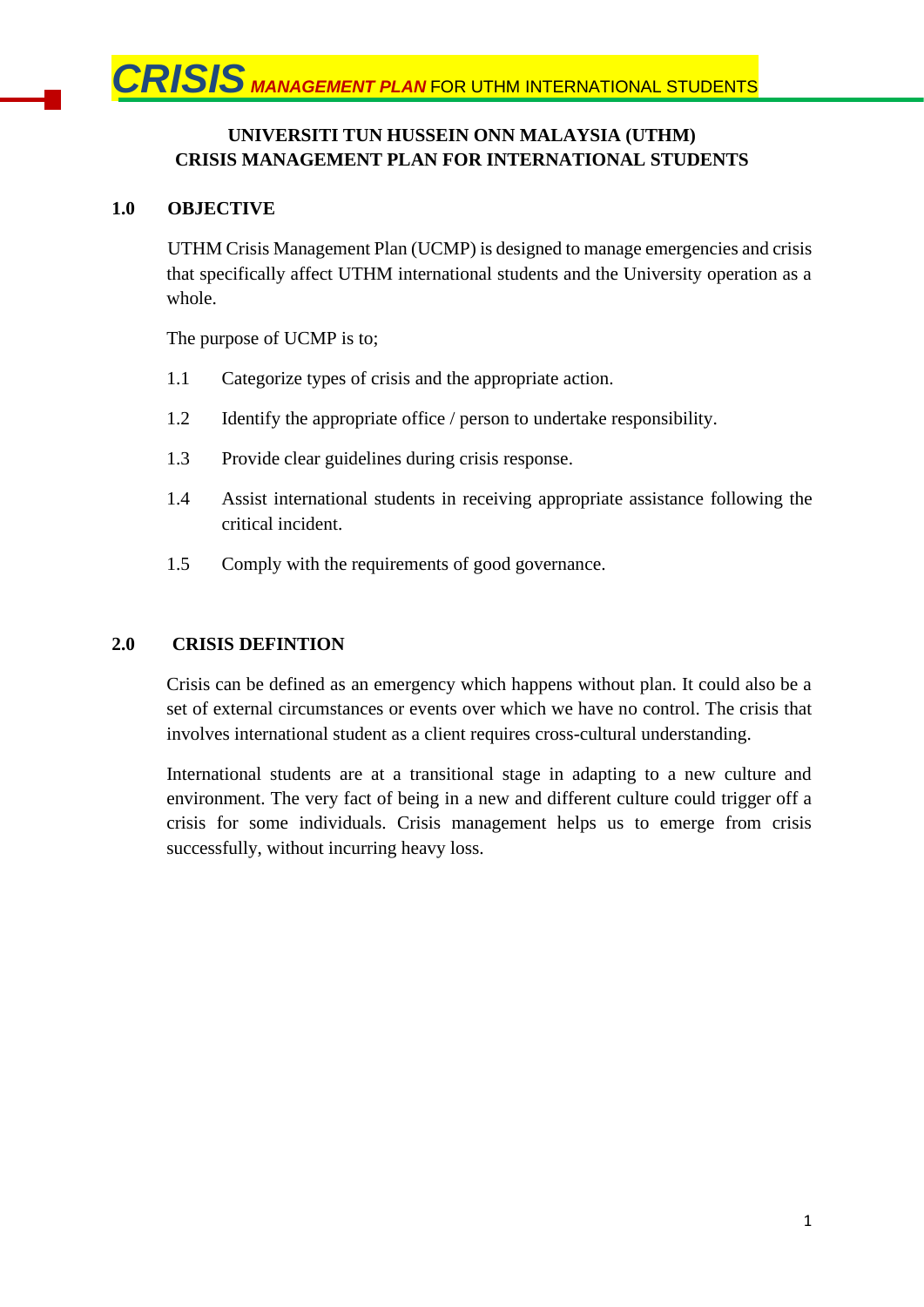**UNIVERSITI TUN HUSSEIN ONN MALAYSIA (UTHM)**
**CRISIS MANAGEMENT PLAN FOR INTERNATIONAL STUDENTS**

## 1.0 OBJECTIVE

UTHM Crisis Management Plan (UCMP) is designed to manage emergencies and crisis that specifically affect UTHM international students and the University operation as a whole.

The purpose of UCMP is to;

1.1 Categorize types of crisis and the appropriate action.

1.2 Identify the appropriate office / person to undertake responsibility.

1.3 Provide clear guidelines during crisis response.

1.4 Assist international students in receiving appropriate assistance following the critical incident.

1.5 Comply with the requirements of good governance.

## 2.0 CRISIS DEFINTION

Crisis can be defined as an emergency which happens without plan. It could also be a set of external circumstances or events over which we have no control. The crisis that involves international student as a client requires cross-cultural understanding.

International students are at a transitional stage in adapting to a new culture and environment. The very fact of being in a new and different culture could trigger off a crisis for some individuals. Crisis management helps us to emerge from crisis successfully, without incurring heavy loss.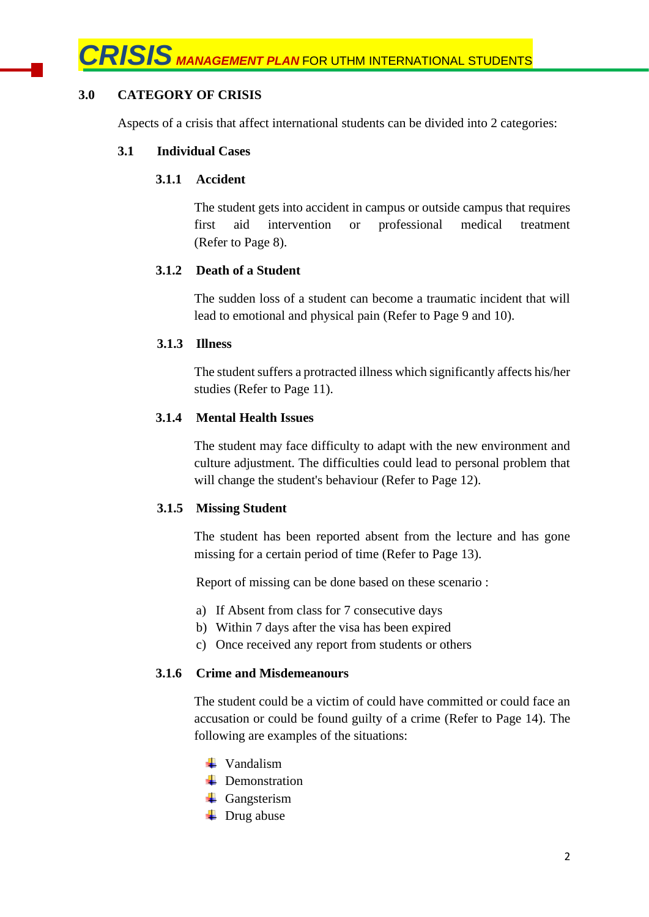## 3.0 CATEGORY OF CRISIS

Aspects of a crisis that affect international students can be divided into 2 categories:

### 3.1 Individual Cases

#### 3.1.1 Accident

The student gets into accident in campus or outside campus that requires first aid intervention or professional medical treatment (Refer to Page 8).

#### 3.1.2 Death of a Student

The sudden loss of a student can become a traumatic incident that will lead to emotional and physical pain (Refer to Page 9 and 10).

#### 3.1.3 Illness

The student suffers a protracted illness which significantly affects his/her studies (Refer to Page 11).

#### 3.1.4 Mental Health Issues

The student may face difficulty to adapt with the new environment and culture adjustment. The difficulties could lead to personal problem that will change the student's behaviour (Refer to Page 12).

#### 3.1.5 Missing Student

The student has been reported absent from the lecture and has gone missing for a certain period of time (Refer to Page 13).

Report of missing can be done based on these scenario :

a) If Absent from class for 7 consecutive days
b) Within 7 days after the visa has been expired
c) Once received any report from students or others

#### 3.1.6 Crime and Misdemeanours

The student could be a victim of could have committed or could face an accusation or could be found guilty of a crime (Refer to Page 14). The following are examples of the situations:

- Vandalism
- Demonstration
- Gangsterism
- Drug abuse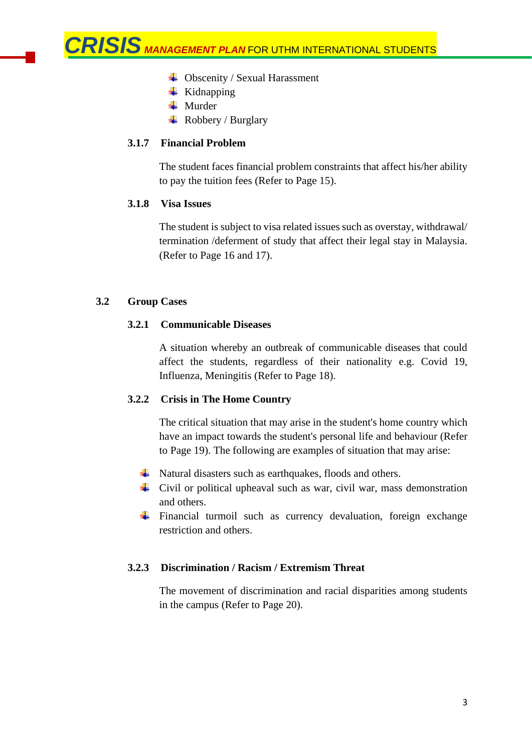- Obscenity / Sexual Harassment
- Kidnapping
- Murder
- Robbery / Burglary

#### 3.1.7 Financial Problem

The student faces financial problem constraints that affect his/her ability to pay the tuition fees (Refer to Page 15).

#### 3.1.8 Visa Issues

The student is subject to visa related issues such as overstay, withdrawal/ termination /deferment of study that affect their legal stay in Malaysia. (Refer to Page 16 and 17).

### 3.2 Group Cases

#### 3.2.1 Communicable Diseases

A situation whereby an outbreak of communicable diseases that could affect the students, regardless of their nationality e.g. Covid 19, Influenza, Meningitis (Refer to Page 18).

#### 3.2.2 Crisis in The Home Country

The critical situation that may arise in the student's home country which have an impact towards the student's personal life and behaviour (Refer to Page 19). The following are examples of situation that may arise:

- Natural disasters such as earthquakes, floods and others.
- Civil or political upheaval such as war, civil war, mass demonstration and others.
- Financial turmoil such as currency devaluation, foreign exchange restriction and others.

#### 3.2.3 Discrimination / Racism / Extremism Threat

The movement of discrimination and racial disparities among students in the campus (Refer to Page 20).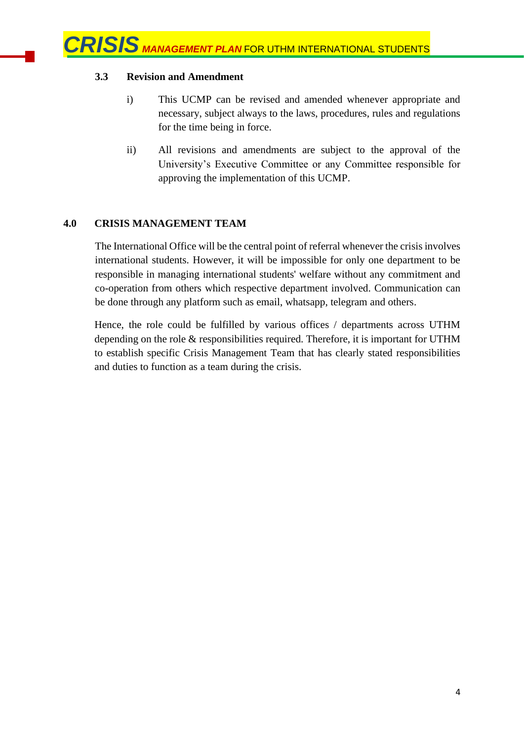### 3.3 Revision and Amendment

i) This UCMP can be revised and amended whenever appropriate and necessary, subject always to the laws, procedures, rules and regulations for the time being in force.

ii) All revisions and amendments are subject to the approval of the University's Executive Committee or any Committee responsible for approving the implementation of this UCMP.

## 4.0 CRISIS MANAGEMENT TEAM

The International Office will be the central point of referral whenever the crisis involves international students. However, it will be impossible for only one department to be responsible in managing international students' welfare without any commitment and co-operation from others which respective department involved. Communication can be done through any platform such as email, whatsapp, telegram and others.

Hence, the role could be fulfilled by various offices / departments across UTHM depending on the role & responsibilities required. Therefore, it is important for UTHM to establish specific Crisis Management Team that has clearly stated responsibilities and duties to function as a team during the crisis.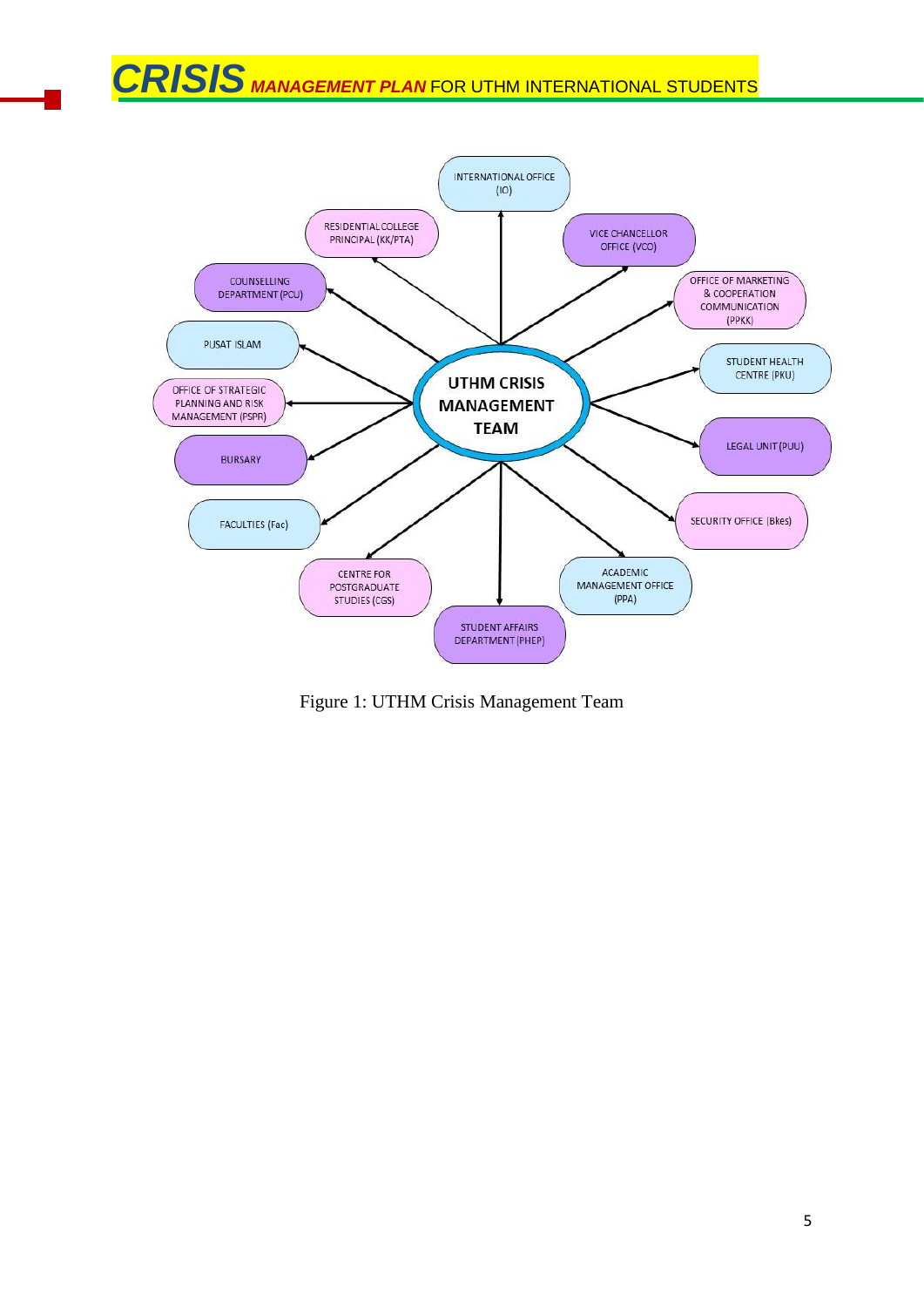UTHM CRISIS MANAGEMENT TEAM

- INTERNATIONAL OFFICE (IO)
- VICE CHANCELLOR OFFICE (VCO)
- OFFICE OF MARKETING & COOPERATION COMMUNICATION (PPKK)
- STUDENT HEALTH CENTRE (PKU)
- LEGAL UNIT (PUU)
- SECURITY OFFICE (Bkes)
- ACADEMIC MANAGEMENT OFFICE (PPA)
- STUDENT AFFAIRS DEPARTMENT (PHEP)
- CENTRE FOR POSTGRADUATE STUDIES (CGS)
- FACULTIES (Fac)
- BURSARY
- OFFICE OF STRATEGIC PLANNING AND RISK MANAGEMENT (PSPR)
- PUSAT ISLAM
- COUNSELLING DEPARTMENT (PCU)
- RESIDENTIAL COLLEGE PRINCIPAL (KK/PTA)

Figure 1: UTHM Crisis Management Team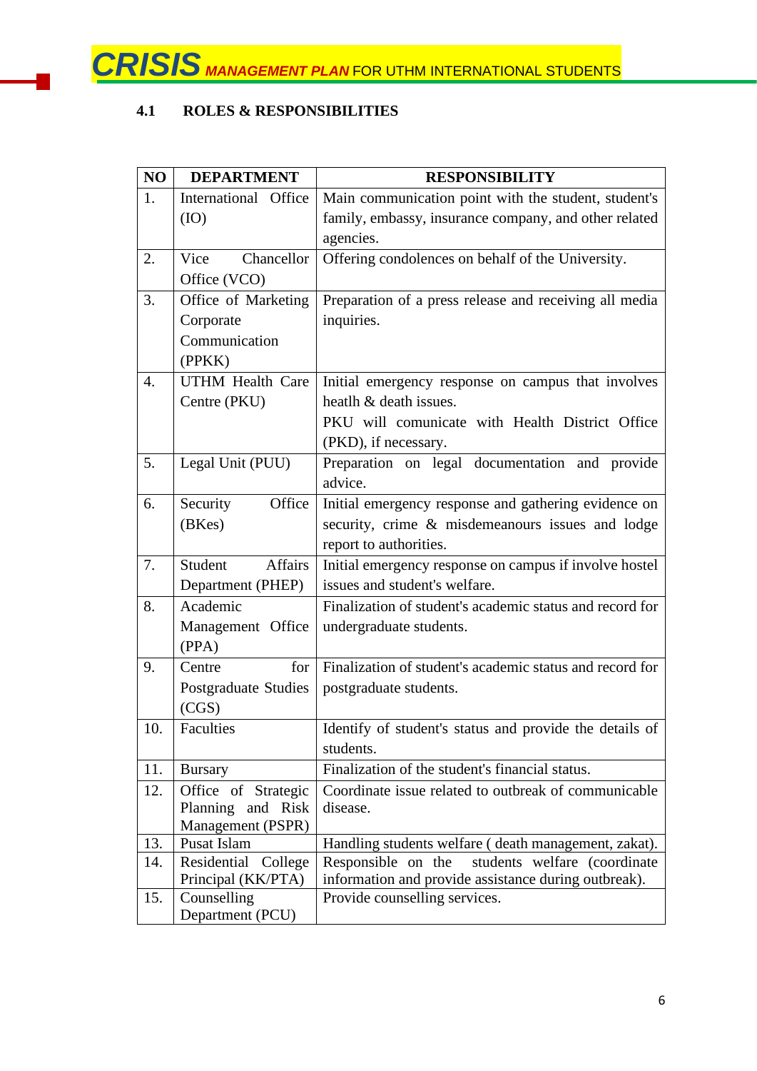## 4.1 ROLES & RESPONSIBILITIES

| NO | DEPARTMENT | RESPONSIBILITY |
|---|---|---|
| 1. | International Office (IO) | Main communication point with the student, student's family, embassy, insurance company, and other related agencies. |
| 2. | Vice Chancellor Office (VCO) | Offering condolences on behalf of the University. |
| 3. | Office of Marketing Corporate Communication (PPKK) | Preparation of a press release and receiving all media inquiries. |
| 4. | UTHM Health Care Centre (PKU) | Initial emergency response on campus that involves heatlh & death issues.<br>PKU will comunicate with Health District Office (PKD), if necessary. |
| 5. | Legal Unit (PUU) | Preparation on legal documentation and provide advice. |
| 6. | Security Office (BKes) | Initial emergency response and gathering evidence on security, crime & misdemeanours issues and lodge report to authorities. |
| 7. | Student Affairs Department (PHEP) | Initial emergency response on campus if involve hostel issues and student's welfare. |
| 8. | Academic Management Office (PPA) | Finalization of student's academic status and record for undergraduate students. |
| 9. | Centre for Postgraduate Studies (CGS) | Finalization of student's academic status and record for postgraduate students. |
| 10. | Faculties | Identify of student's status and provide the details of students. |
| 11. | Bursary | Finalization of the student's financial status. |
| 12. | Office of Strategic Planning and Risk Management (PSPR) | Coordinate issue related to outbreak of communicable disease. |
| 13. | Pusat Islam | Handling students welfare ( death management, zakat). |
| 14. | Residential College Principal (KK/PTA) | Responsible on the students welfare (coordinate information and provide assistance during outbreak). |
| 15. | Counselling Department (PCU) | Provide counselling services. |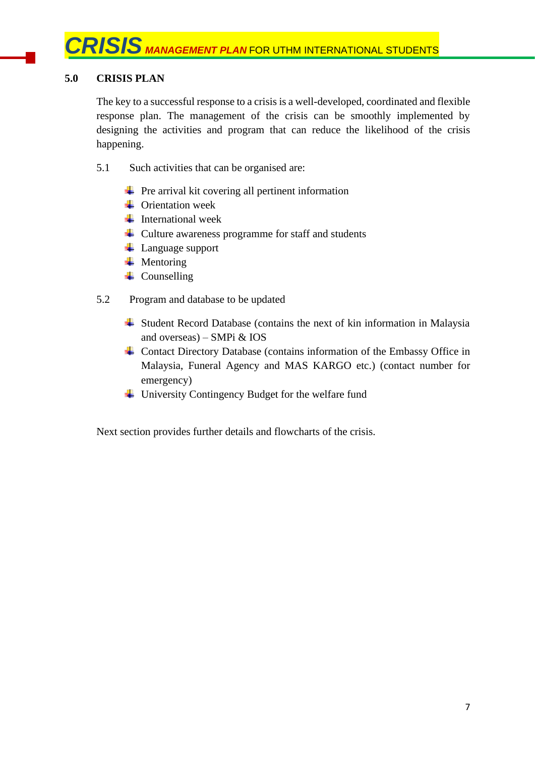## 5.0 CRISIS PLAN

The key to a successful response to a crisis is a well-developed, coordinated and flexible response plan. The management of the crisis can be smoothly implemented by designing the activities and program that can reduce the likelihood of the crisis happening.

5.1 Such activities that can be organised are:

- Pre arrival kit covering all pertinent information
- Orientation week
- International week
- Culture awareness programme for staff and students
- Language support
- Mentoring
- Counselling

5.2 Program and database to be updated

- Student Record Database (contains the next of kin information in Malaysia and overseas) – SMPi & IOS
- Contact Directory Database (contains information of the Embassy Office in Malaysia, Funeral Agency and MAS KARGO etc.) (contact number for emergency)
- University Contingency Budget for the welfare fund

Next section provides further details and flowcharts of the crisis.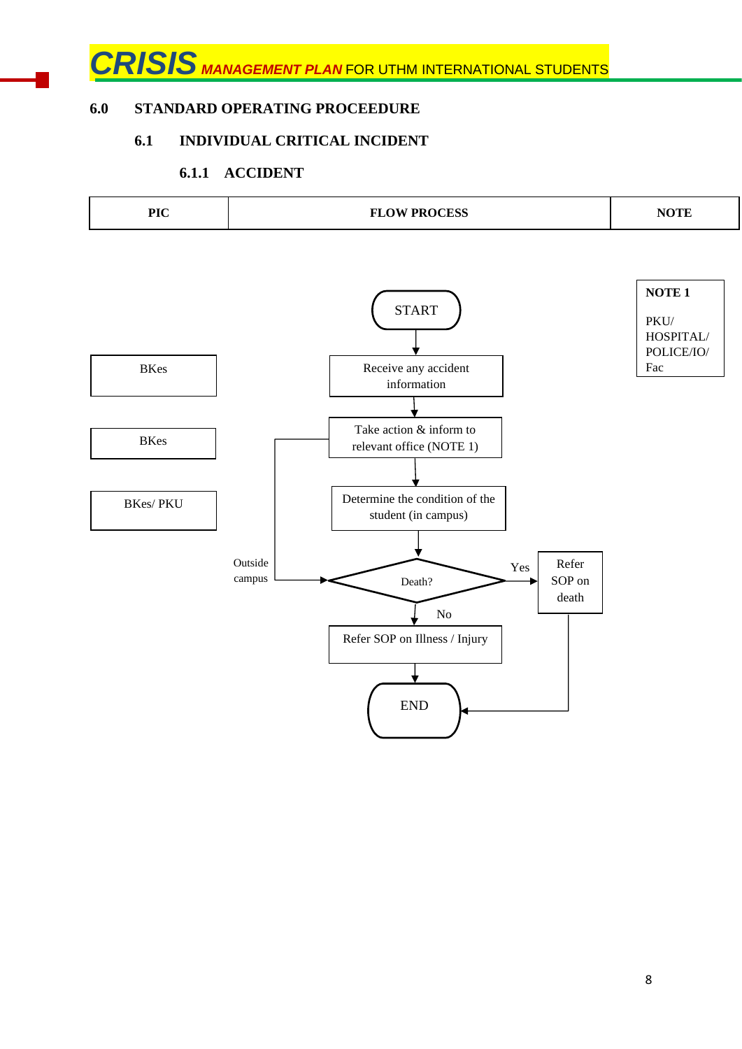## 6.0 STANDARD OPERATING PROCEEDURE

### 6.1 INDIVIDUAL CRITICAL INCIDENT

#### 6.1.1 ACCIDENT

| PIC | FLOW PROCESS | NOTE |
|---|---|---|
| | START | NOTE 1<br><br>PKU/<br>HOSPITAL/<br>POLICE/IO/<br>Fac |
| BKes | Receive any accident information | |
| BKes | Take action & inform to relevant office (NOTE 1) | |
| BKes/ PKU | Determine the condition of the student (in campus) | |
| | Outside campus → Death?<br>Yes → Refer SOP on death → END<br>No → Refer SOP on Illness / Injury → END | |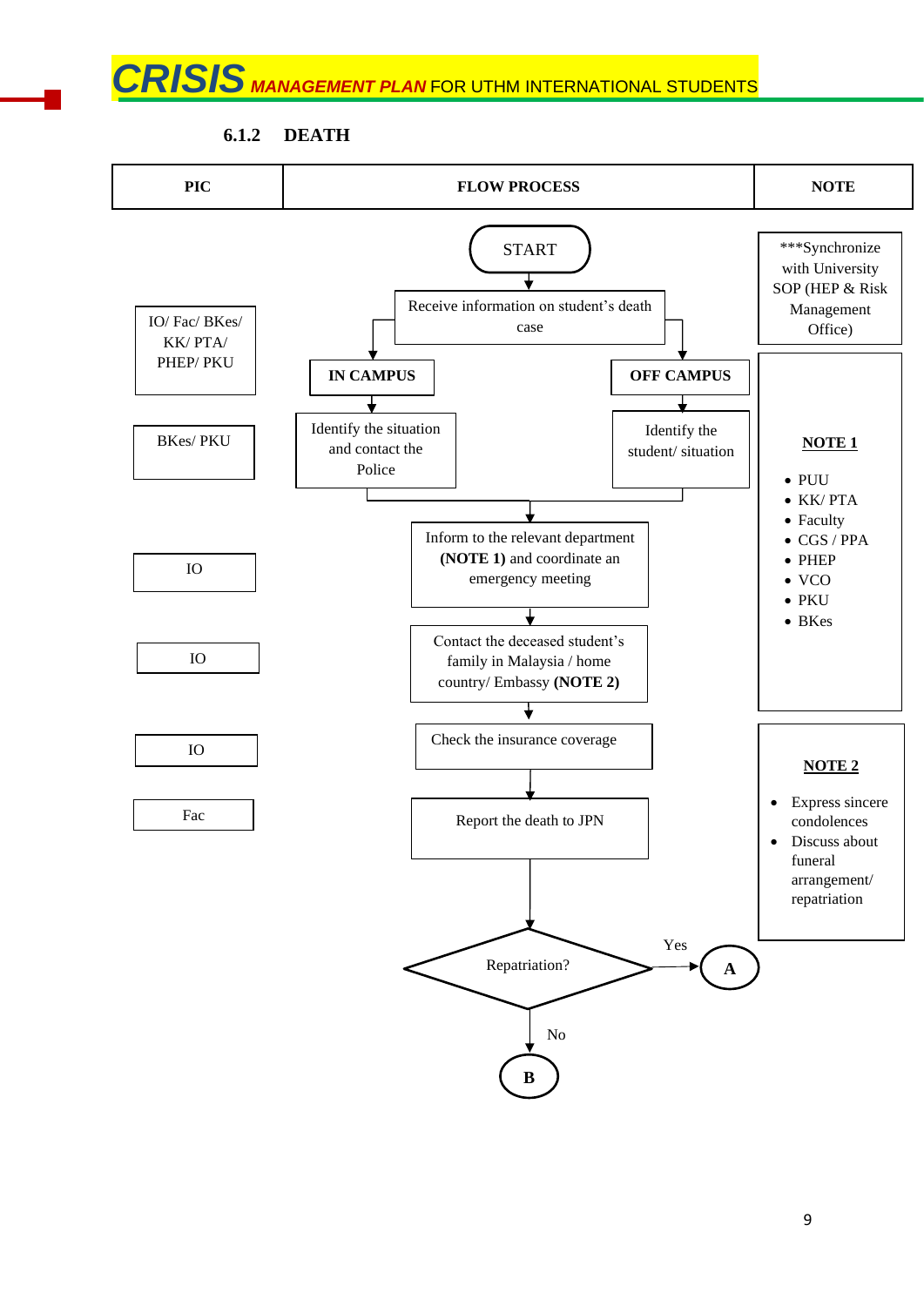### 6.1.2 DEATH

| PIC | FLOW PROCESS | NOTE |
|---|---|---|
| | START | ***Synchronize with University SOP (HEP & Risk Management Office) |
| IO/ Fac/ BKes/ KK/ PTA/ PHEP/ PKU | Receive information on student's death case → IN CAMPUS / OFF CAMPUS | |
| BKes/ PKU | IN CAMPUS: Identify the situation and contact the Police; OFF CAMPUS: Identify the student/ situation | **NOTE 1**<br>• PUU<br>• KK/ PTA<br>• Faculty<br>• CGS / PPA<br>• PHEP<br>• VCO<br>• PKU<br>• BKes |
| IO | Inform to the relevant department **(NOTE 1)** and coordinate an emergency meeting | |
| IO | Contact the deceased student's family in Malaysia / home country/ Embassy **(NOTE 2)** | |
| IO | Check the insurance coverage | **NOTE 2**<br>• Express sincere condolences<br>• Discuss about funeral arrangement/ repatriation |
| Fac | Report the death to JPN | |
| | Repatriation? Yes → A; No → B | |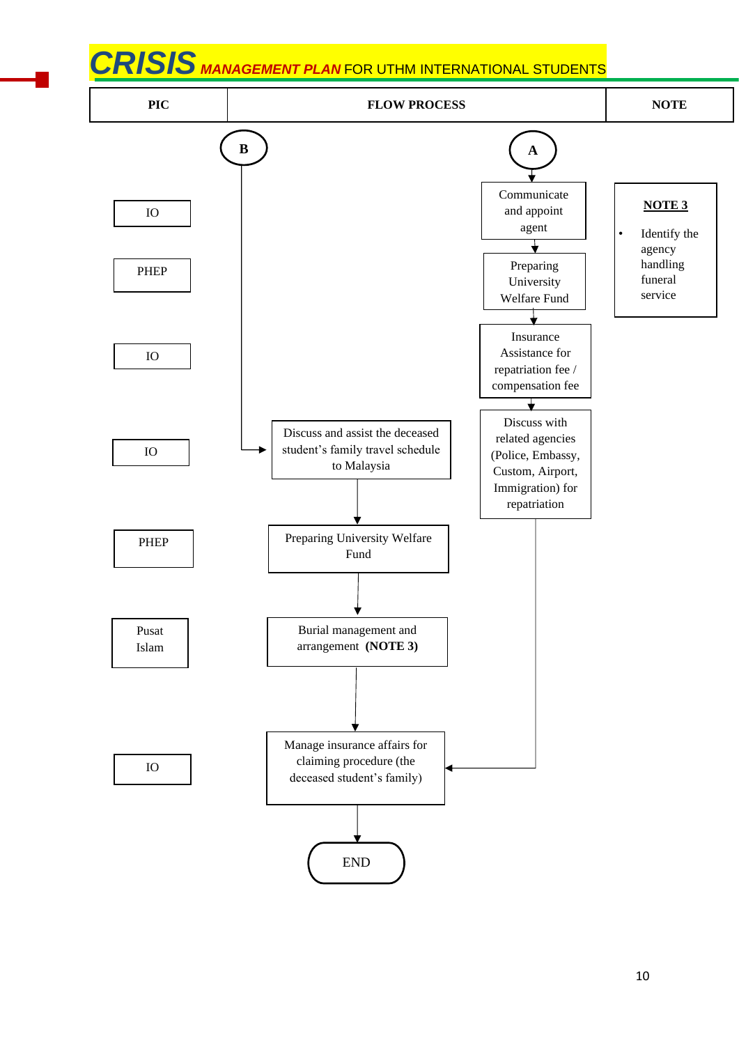# CRISIS MANAGEMENT PLAN FOR UTHM INTERNATIONAL STUDENTS

| PIC | FLOW PROCESS | NOTE |
|---|---|---|
| | **B** / **A** | |
| IO | Communicate and appoint agent | **NOTE 3**<br>• Identify the agency handling funeral service |
| PHEP | Preparing University Welfare Fund | |
| IO | Insurance Assistance for repatriation fee / compensation fee | |
| IO | Discuss and assist the deceased student's family travel schedule to Malaysia (from B) / Discuss with related agencies (Police, Embassy, Custom, Airport, Immigration) for repatriation (from A) | |
| PHEP | Preparing University Welfare Fund | |
| Pusat Islam | Burial management and arrangement **(NOTE 3)** | |
| IO | Manage insurance affairs for claiming procedure (the deceased student's family) | |
| | END | |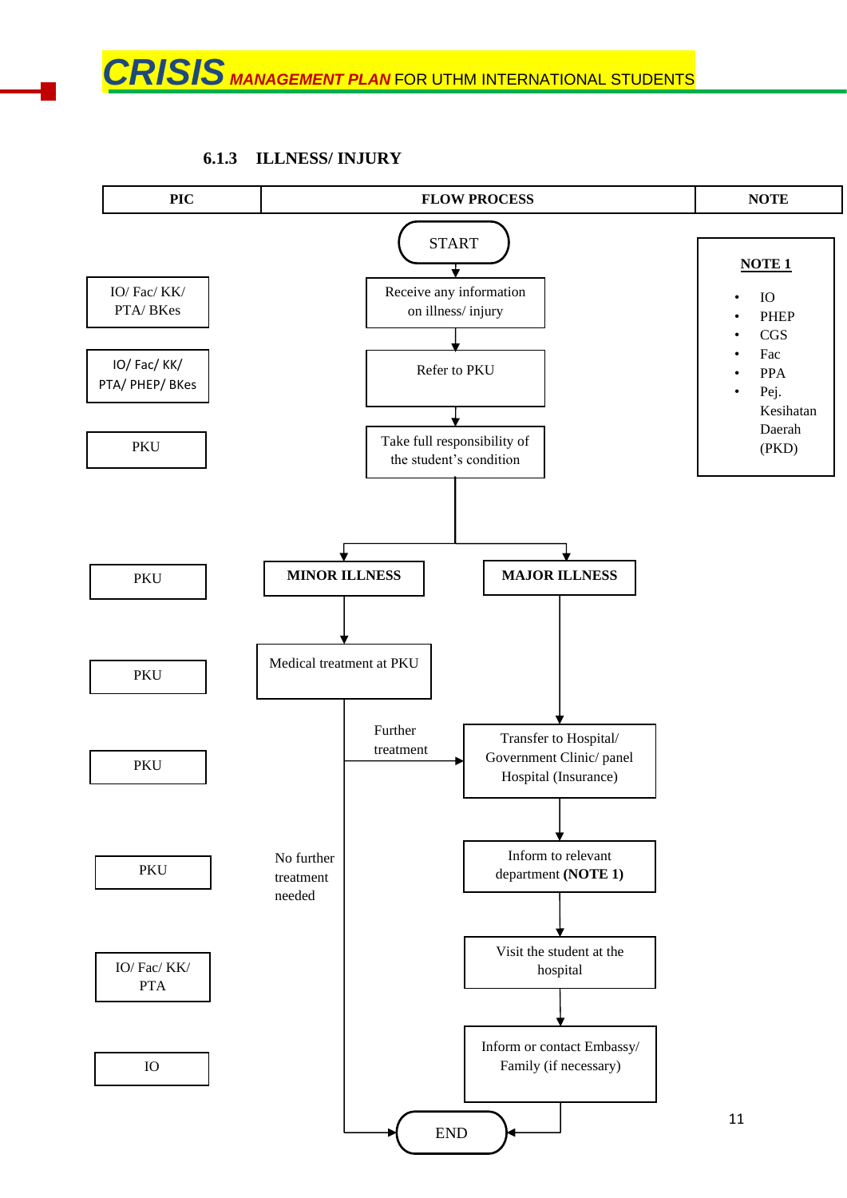### 6.1.3 ILLNESS/ INJURY

| PIC | FLOW PROCESS | NOTE |
|---|---|---|
| | START | |
| IO/ Fac/ KK/ PTA/ BKes | Receive any information on illness/ injury | |
| IO/ Fac/ KK/ PTA/ PHEP/ BKes | Refer to PKU | |
| PKU | Take full responsibility of the student's condition | |
| PKU | MINOR ILLNESS / MAJOR ILLNESS | |
| PKU | Medical treatment at PKU (minor illness) | |
| PKU | Transfer to Hospital/ Government Clinic/ panel Hospital (Insurance) (major illness, or minor illness requiring further treatment) | |
| PKU | Inform to relevant department **(NOTE 1)** | |
| IO/ Fac/ KK/ PTA | Visit the student at the hospital | |
| IO | Inform or contact Embassy/ Family (if necessary) | |
| | END (also reached directly from Medical treatment at PKU if no further treatment needed) | |

**NOTE 1**

- IO
- PHEP
- CGS
- Fac
- PPA
- Pej. Kesihatan Daerah (PKD)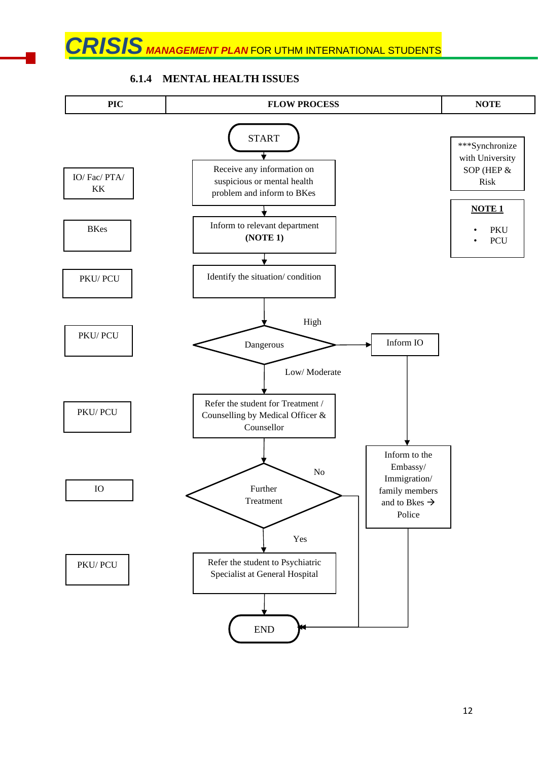### 6.1.4 MENTAL HEALTH ISSUES

| PIC | FLOW PROCESS | NOTE |
|---|---|---|
| | START | ***Synchronize with University SOP (HEP & Risk |
| IO/ Fac/ PTA/ KK | Receive any information on suspicious or mental health problem and inform to BKes | |
| BKes | Inform to relevant department **(NOTE 1)** | **NOTE 1**<br>• PKU<br>• PCU |
| PKU/ PCU | Identify the situation/ condition | |
| PKU/ PCU | Dangerous — High → Inform IO → Inform to the Embassy/ Immigration/ family members and to Bkes → Police → END; Low/ Moderate → next step | |
| PKU/ PCU | Refer the student for Treatment / Counselling by Medical Officer & Counsellor | |
| IO | Further Treatment — No → END; Yes → next step | |
| PKU/ PCU | Refer the student to Psychiatric Specialist at General Hospital | |
| | END | |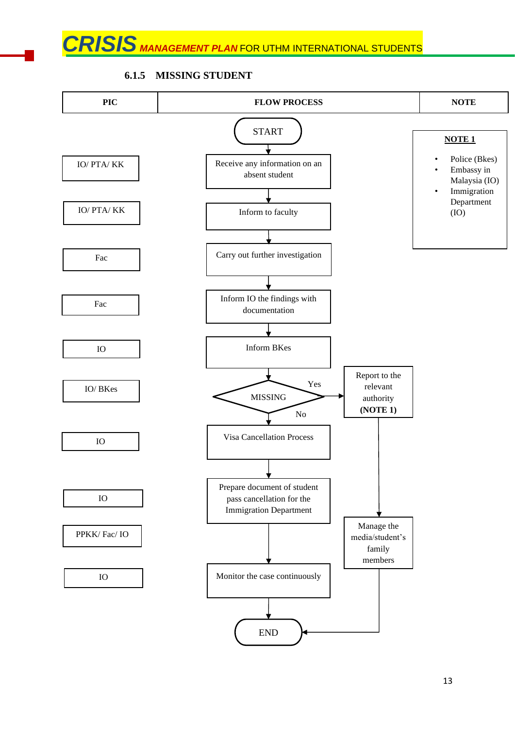### 6.1.5 MISSING STUDENT

| PIC | FLOW PROCESS | NOTE |
|---|---|---|
| | START | |
| IO/ PTA/ KK | Receive any information on an absent student | **NOTE 1** <br> • Police (Bkes) <br> • Embassy in Malaysia (IO) <br> • Immigration Department (IO) |
| IO/ PTA/ KK | Inform to faculty | |
| Fac | Carry out further investigation | |
| Fac | Inform IO the findings with documentation | |
| IO | Inform BKes | |
| IO/ BKes | MISSING? — Yes: Report to the relevant authority **(NOTE 1)**; No: continue to Visa Cancellation Process | |
| IO | Visa Cancellation Process | |
| IO | Prepare document of student pass cancellation for the Immigration Department | |
| PPKK/ Fac/ IO | Manage the media/student's family members (following Report to the relevant authority) | |
| IO | Monitor the case continuously | |
| | END | |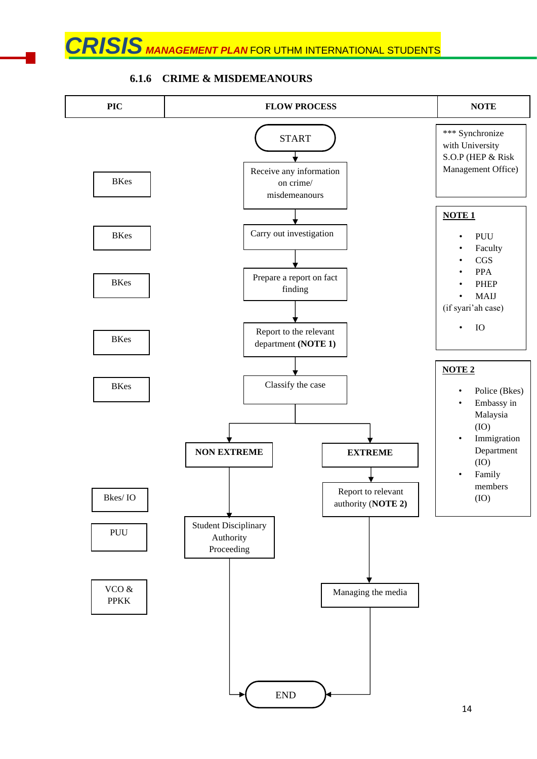### 6.1.6 CRIME & MISDEMEANOURS

| PIC | FLOW PROCESS | NOTE |
|---|---|---|
| | START | *** Synchronize with University S.O.P (HEP & Risk Management Office) |
| BKes | Receive any information on crime/ misdemeanours | |
| BKes | Carry out investigation | **NOTE 1**<br>• PUU<br>• Faculty<br>• CGS<br>• PPA<br>• PHEP<br>• MAIJ<br>(if syari'ah case)<br>• IO |
| BKes | Prepare a report on fact finding | |
| BKes | Report to the relevant department **(NOTE 1)** | |
| BKes | Classify the case | **NOTE 2**<br>• Police (Bkes)<br>• Embassy in Malaysia (IO)<br>• Immigration Department (IO)<br>• Family members (IO) |
| | NON EXTREME / EXTREME | |
| Bkes/ IO | EXTREME → Report to relevant authority (**NOTE 2**) | |
| PUU | NON EXTREME → Student Disciplinary Authority Proceeding | |
| VCO & PPKK | EXTREME → Managing the media | |
| | END | |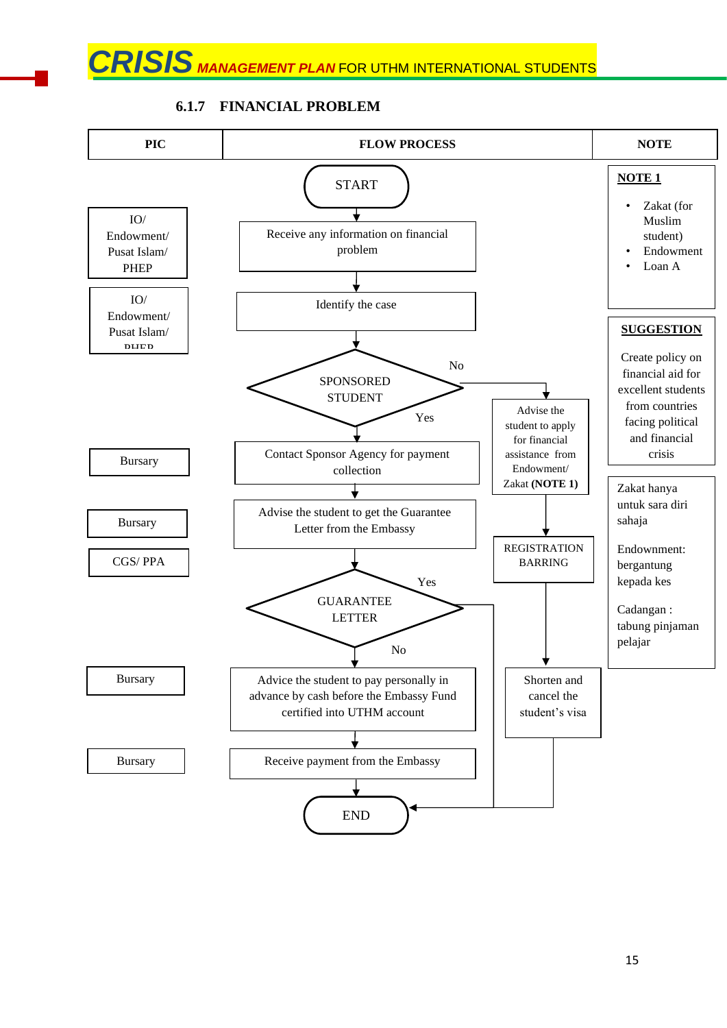## 6.1.7 FINANCIAL PROBLEM

| PIC | FLOW PROCESS | NOTE |
|---|---|---|
| | START | **NOTE 1**<br>• Zakat (for Muslim student)<br>• Endowment<br>• Loan A |
| IO/ Endowment/ Pusat Islam/ PHEP | Receive any information on financial problem | |
| IO/ Endowment/ Pusat Islam/ PHEP | Identify the case | **SUGGESTION**<br>Create policy on financial aid for excellent students from countries facing political and financial crisis |
| | SPONSORED STUDENT (Yes → Contact Sponsor Agency; No → Advise the student to apply for financial assistance from Endowment/ Zakat **(NOTE 1)** → REGISTRATION BARRING → Shorten and cancel the student's visa → END) | |
| Bursary | Contact Sponsor Agency for payment collection | Zakat hanya untuk sara diri sahaja<br><br>Endowment: bergantung kepada kes<br><br>Cadangan : tabung pinjaman pelajar |
| Bursary | Advise the student to get the Guarantee Letter from the Embassy | |
| CGS/ PPA | GUARANTEE LETTER (Yes → END; No → Advice the student to pay personally) | |
| Bursary | Advice the student to pay personally in advance by cash before the Embassy Fund certified into UTHM account | |
| Bursary | Receive payment from the Embassy | |
| | END | |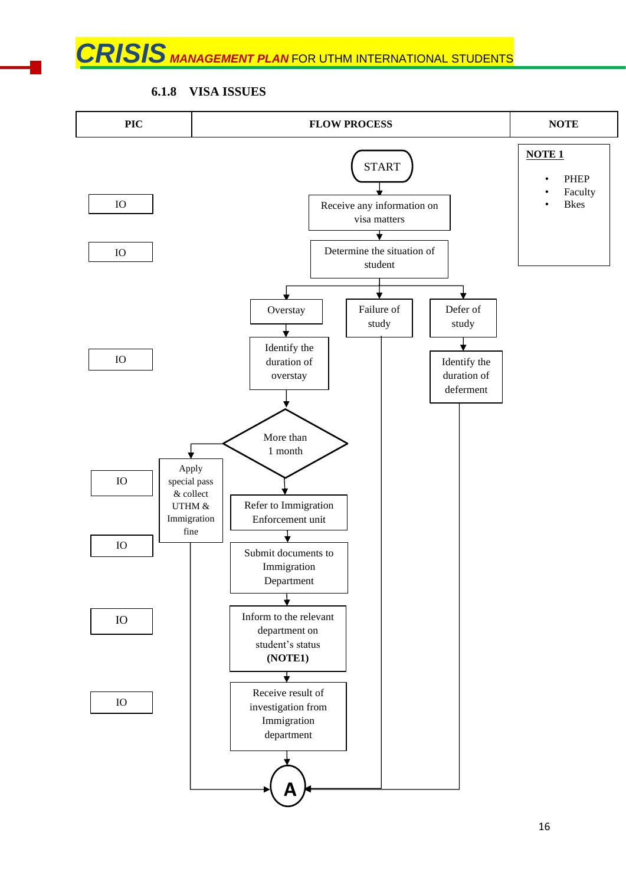### 6.1.8 VISA ISSUES

| PIC | FLOW PROCESS | NOTE |
|---|---|---|
| | START | **NOTE 1** <br> • PHEP <br> • Faculty <br> • Bkes |
| IO | Receive any information on visa matters | |
| IO | Determine the situation of student | |
| | Overstay / Failure of study / Defer of study | |
| IO | Identify the duration of overstay (Overstay) / Identify the duration of deferment (Defer of study) | |
| | More than 1 month | |
| IO | Apply special pass & collect UTHM & Immigration fine / Refer to Immigration Enforcement unit | |
| IO | Submit documents to Immigration Department | |
| IO | Inform to the relevant department on student's status **(NOTE1)** | |
| IO | Receive result of investigation from Immigration department | |
| | A | |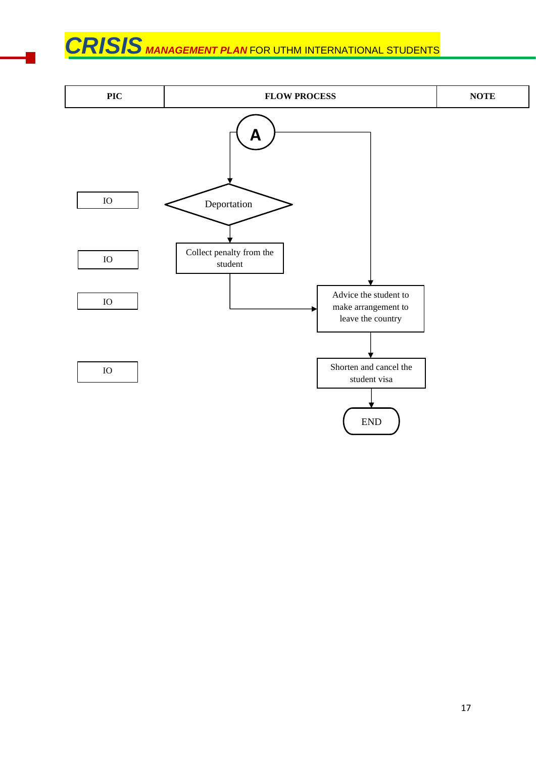# CRISIS *MANAGEMENT PLAN* FOR UTHM INTERNATIONAL STUDENTS

| PIC | FLOW PROCESS | NOTE |
|---|---|---|
| | A | |
| IO | Deportation | |
| IO | Collect penalty from the student | |
| IO | Advice the student to make arrangement to leave the country | |
| IO | Shorten and cancel the student visa | |
| | END | |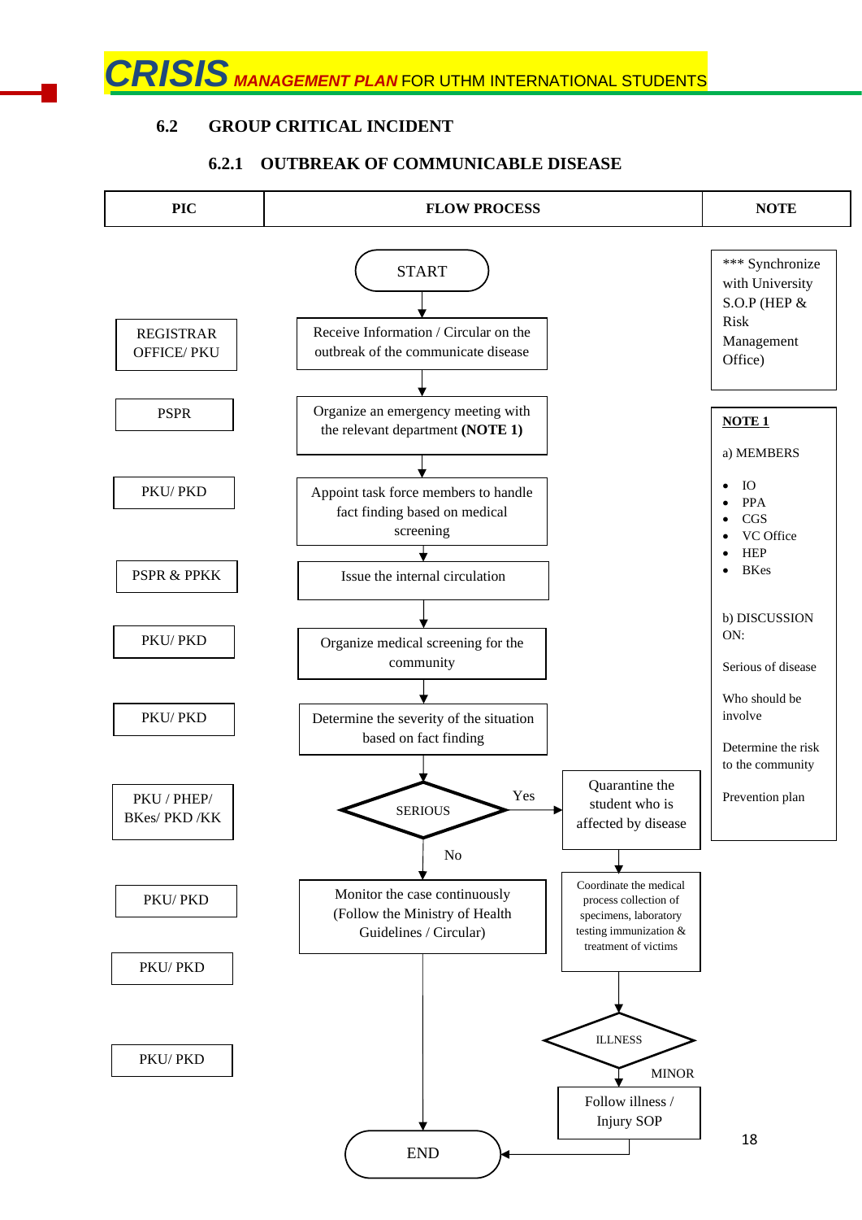## 6.2 GROUP CRITICAL INCIDENT

### 6.2.1 OUTBREAK OF COMMUNICABLE DISEASE

| PIC | FLOW PROCESS | NOTE |
|---|---|---|
| | START | *** Synchronize with University S.O.P (HEP & Risk Management Office) |
| REGISTRAR OFFICE/ PKU | Receive Information / Circular on the outbreak of the communicate disease | |
| PSPR | Organize an emergency meeting with the relevant department **(NOTE 1)** | **NOTE 1** |
| PKU/ PKD | Appoint task force members to handle fact finding based on medical screening | a) MEMBERS<br>• IO<br>• PPA<br>• CGS<br>• VC Office<br>• HEP<br>• BKes |
| PSPR & PPKK | Issue the internal circulation | |
| PKU/ PKD | Organize medical screening for the community | b) DISCUSSION ON:<br>Serious of disease<br>Who should be involve |
| PKU/ PKD | Determine the severity of the situation based on fact finding | Determine the risk to the community |
| PKU / PHEP/ BKes/ PKD /KK | SERIOUS? — Yes: Quarantine the student who is affected by disease; No: Monitor the case continuously | Prevention plan |
| PKU/ PKD | No → Monitor the case continuously (Follow the Ministry of Health Guidelines / Circular) → END | |
| PKU/ PKD | Yes → Coordinate the medical process collection of specimens, laboratory testing immunization & treatment of victims | |
| PKU/ PKD | ILLNESS? — MINOR: Follow illness / Injury SOP → END | |
| | END | |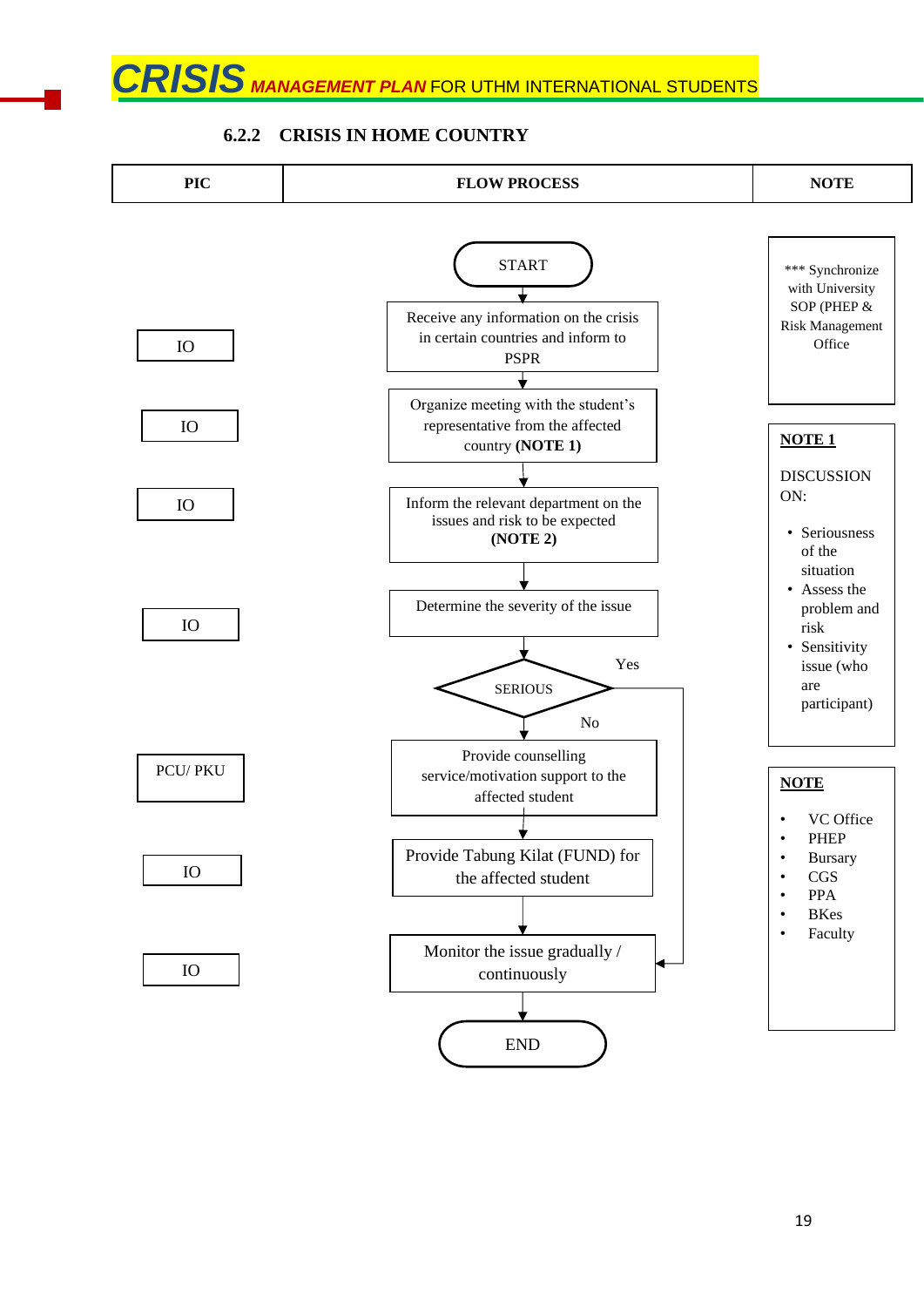### 6.2.2 CRISIS IN HOME COUNTRY

| PIC | FLOW PROCESS | NOTE |
|---|---|---|
| | START | *** Synchronize with University SOP (PHEP & Risk Management Office |
| IO | Receive any information on the crisis in certain countries and inform to PSPR | |
| IO | Organize meeting with the student's representative from the affected country **(NOTE 1)** | |
| IO | Inform the relevant department on the issues and risk to be expected **(NOTE 2)** | |
| IO | Determine the severity of the issue | |
| | SERIOUS (Yes → Monitor the issue gradually / continuously; No → Provide counselling service/motivation support to the affected student) | |
| PCU/ PKU | Provide counselling service/motivation support to the affected student | |
| IO | Provide Tabung Kilat (FUND) for the affected student | |
| IO | Monitor the issue gradually / continuously | |
| | END | |

**NOTE 1**

DISCUSSION ON:

- Seriousness of the situation
- Assess the problem and risk
- Sensitivity issue (who are participant)

**NOTE**

- VC Office
- PHEP
- Bursary
- CGS
- PPA
- BKes
- Faculty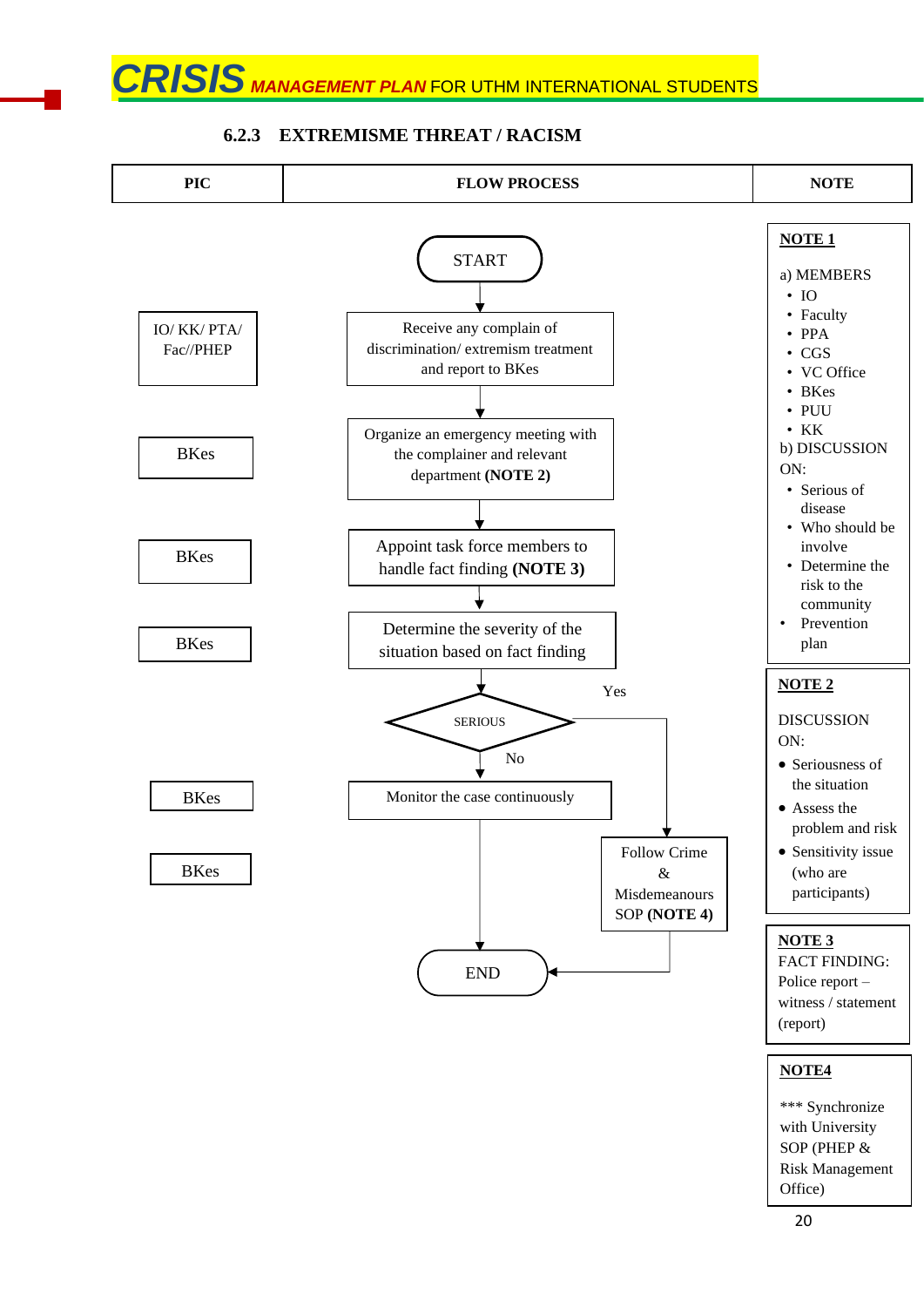### 6.2.3 EXTREMISME THREAT / RACISM

| PIC | FLOW PROCESS | NOTE |
|---|---|---|
| | START | |
| IO/ KK/ PTA/ Fac//PHEP | Receive any complain of discrimination/ extremism treatment and report to BKes | |
| BKes | Organize an emergency meeting with the complainer and relevant department **(NOTE 2)** | |
| BKes | Appoint task force members to handle fact finding **(NOTE 3)** | |
| BKes | Determine the severity of the situation based on fact finding | |
| | SERIOUS? Yes → Follow Crime & Misdemeanours SOP **(NOTE 4)** → END; No → Monitor the case continuously → END | |
| BKes | Monitor the case continuously | |
| BKes | Follow Crime & Misdemeanours SOP **(NOTE 4)** | |
| | END | |

**NOTE 1**

a) MEMBERS
- IO
- Faculty
- PPA
- CGS
- VC Office
- BKes
- PUU
- KK

b) DISCUSSION ON:
- Serious of disease
- Who should be involve
- Determine the risk to the community
- Prevention plan

**NOTE 2**

DISCUSSION ON:
- Seriousness of the situation
- Assess the problem and risk
- Sensitivity issue (who are participants)

**NOTE 3**

FACT FINDING: Police report – witness / statement (report)

**NOTE4**

*** Synchronize with University SOP (PHEP & Risk Management Office)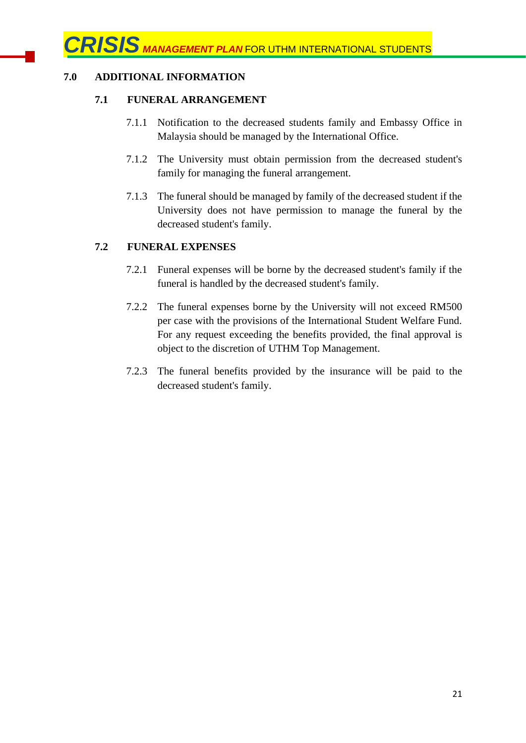## 7.0 ADDITIONAL INFORMATION

### 7.1 FUNERAL ARRANGEMENT

7.1.1 Notification to the decreased students family and Embassy Office in Malaysia should be managed by the International Office.

7.1.2 The University must obtain permission from the decreased student's family for managing the funeral arrangement.

7.1.3 The funeral should be managed by family of the decreased student if the University does not have permission to manage the funeral by the decreased student's family.

### 7.2 FUNERAL EXPENSES

7.2.1 Funeral expenses will be borne by the decreased student's family if the funeral is handled by the decreased student's family.

7.2.2 The funeral expenses borne by the University will not exceed RM500 per case with the provisions of the International Student Welfare Fund. For any request exceeding the benefits provided, the final approval is object to the discretion of UTHM Top Management.

7.2.3 The funeral benefits provided by the insurance will be paid to the decreased student's family.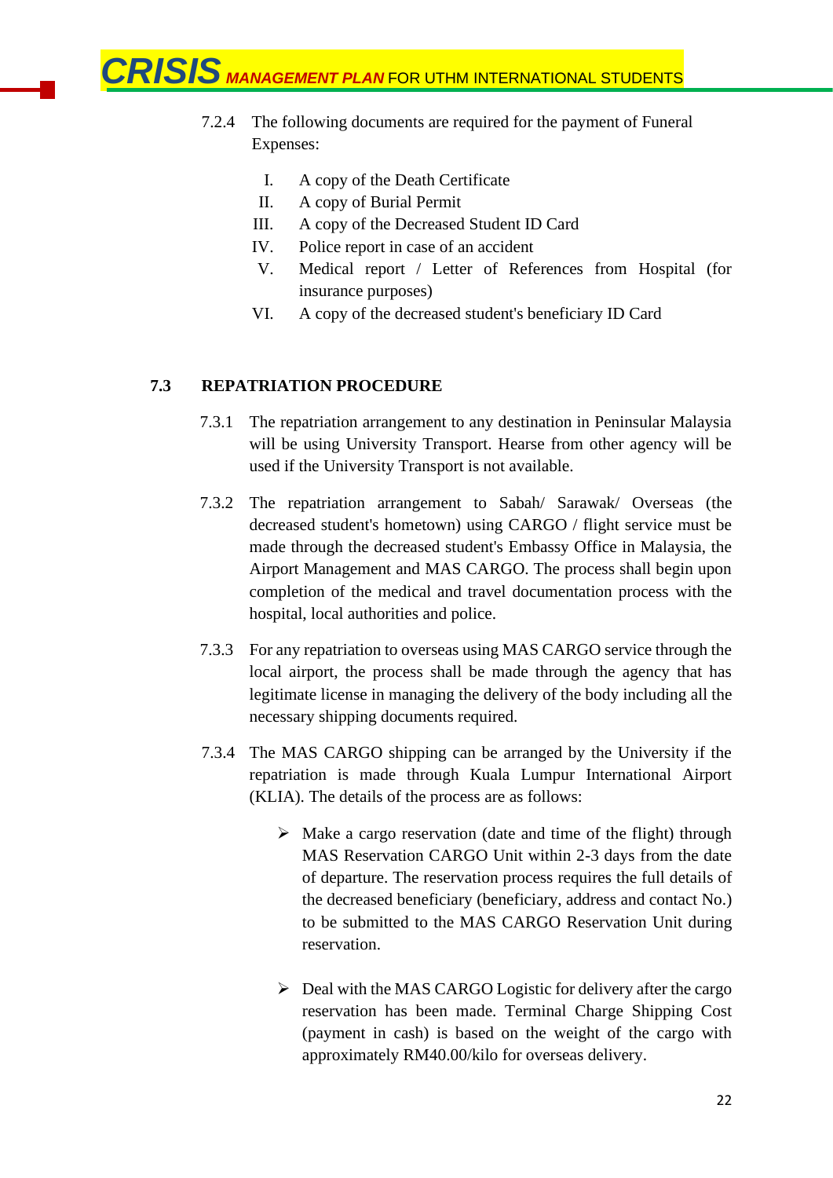7.2.4 The following documents are required for the payment of Funeral Expenses:

I. A copy of the Death Certificate
II. A copy of Burial Permit
III. A copy of the Decreased Student ID Card
IV. Police report in case of an accident
V. Medical report / Letter of References from Hospital (for insurance purposes)
VI. A copy of the decreased student's beneficiary ID Card

## 7.3 REPATRIATION PROCEDURE

7.3.1 The repatriation arrangement to any destination in Peninsular Malaysia will be using University Transport. Hearse from other agency will be used if the University Transport is not available.

7.3.2 The repatriation arrangement to Sabah/ Sarawak/ Overseas (the decreased student's hometown) using CARGO / flight service must be made through the decreased student's Embassy Office in Malaysia, the Airport Management and MAS CARGO. The process shall begin upon completion of the medical and travel documentation process with the hospital, local authorities and police.

7.3.3 For any repatriation to overseas using MAS CARGO service through the local airport, the process shall be made through the agency that has legitimate license in managing the delivery of the body including all the necessary shipping documents required.

7.3.4 The MAS CARGO shipping can be arranged by the University if the repatriation is made through Kuala Lumpur International Airport (KLIA). The details of the process are as follows:

- Make a cargo reservation (date and time of the flight) through MAS Reservation CARGO Unit within 2-3 days from the date of departure. The reservation process requires the full details of the decreased beneficiary (beneficiary, address and contact No.) to be submitted to the MAS CARGO Reservation Unit during reservation.

- Deal with the MAS CARGO Logistic for delivery after the cargo reservation has been made. Terminal Charge Shipping Cost (payment in cash) is based on the weight of the cargo with approximately RM40.00/kilo for overseas delivery.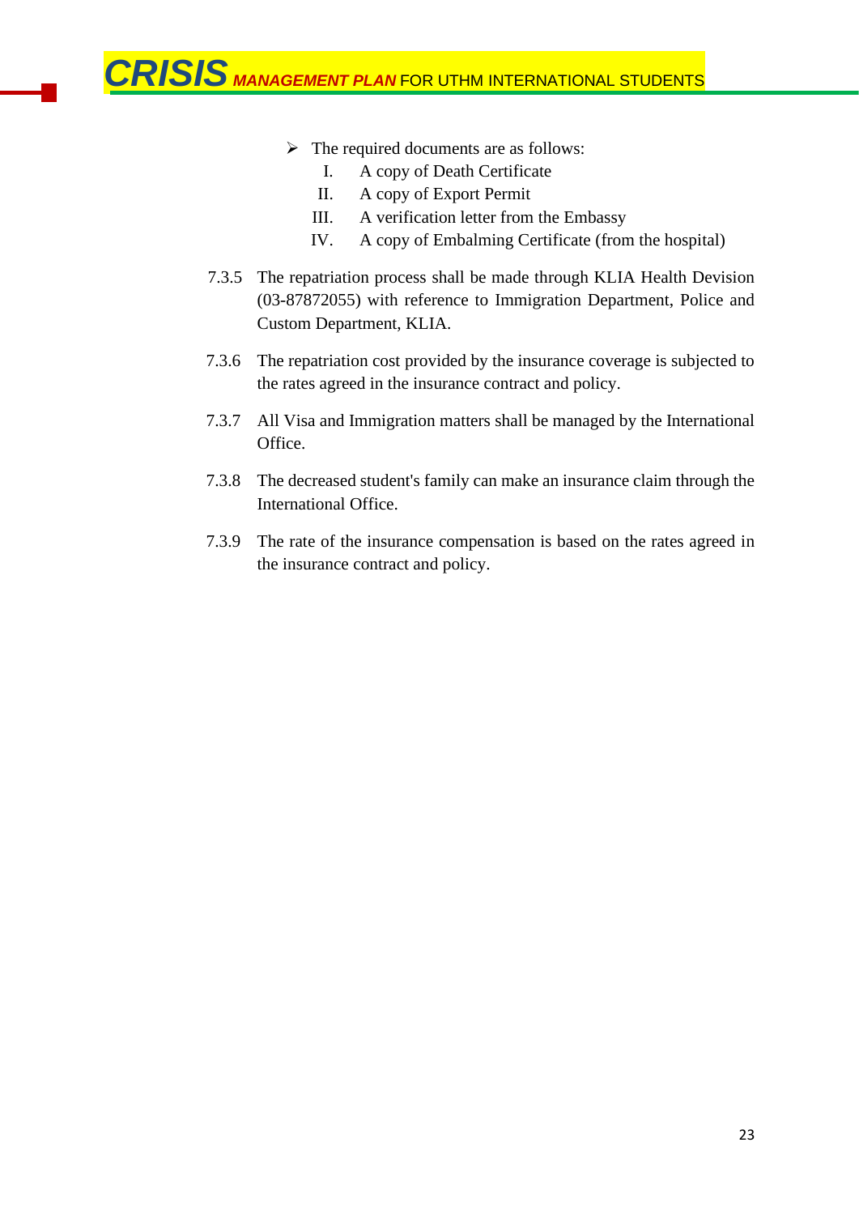- The required documents are as follows:
  - I. A copy of Death Certificate
  - II. A copy of Export Permit
  - III. A verification letter from the Embassy
  - IV. A copy of Embalming Certificate (from the hospital)

7.3.5 The repatriation process shall be made through KLIA Health Devision (03-87872055) with reference to Immigration Department, Police and Custom Department, KLIA.

7.3.6 The repatriation cost provided by the insurance coverage is subjected to the rates agreed in the insurance contract and policy.

7.3.7 All Visa and Immigration matters shall be managed by the International Office.

7.3.8 The decreased student's family can make an insurance claim through the International Office.

7.3.9 The rate of the insurance compensation is based on the rates agreed in the insurance contract and policy.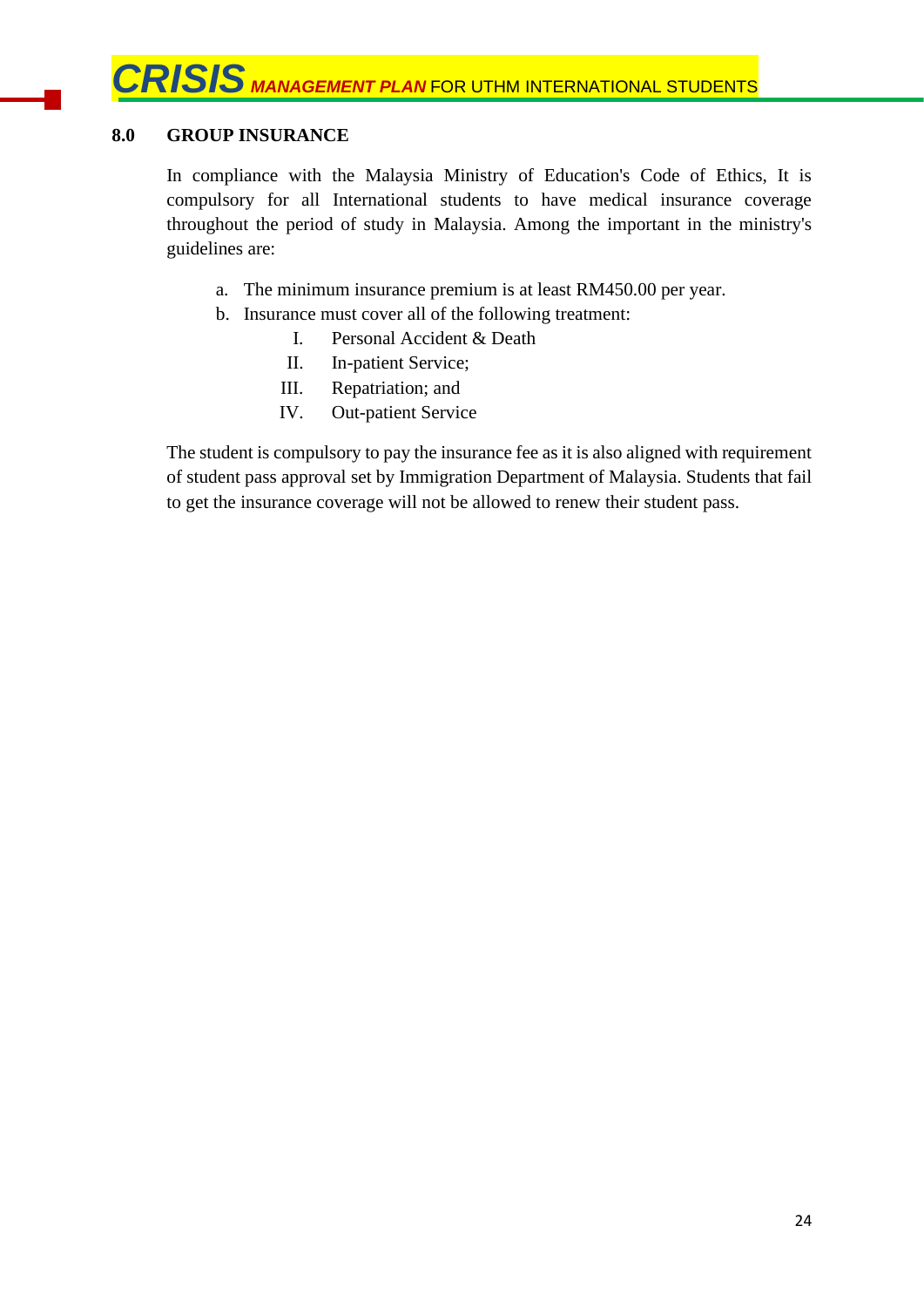## 8.0 GROUP INSURANCE

In compliance with the Malaysia Ministry of Education's Code of Ethics, It is compulsory for all International students to have medical insurance coverage throughout the period of study in Malaysia. Among the important in the ministry's guidelines are:

a. The minimum insurance premium is at least RM450.00 per year.
b. Insurance must cover all of the following treatment:
    I. Personal Accident & Death
    II. In-patient Service;
    III. Repatriation; and
    IV. Out-patient Service

The student is compulsory to pay the insurance fee as it is also aligned with requirement of student pass approval set by Immigration Department of Malaysia. Students that fail to get the insurance coverage will not be allowed to renew their student pass.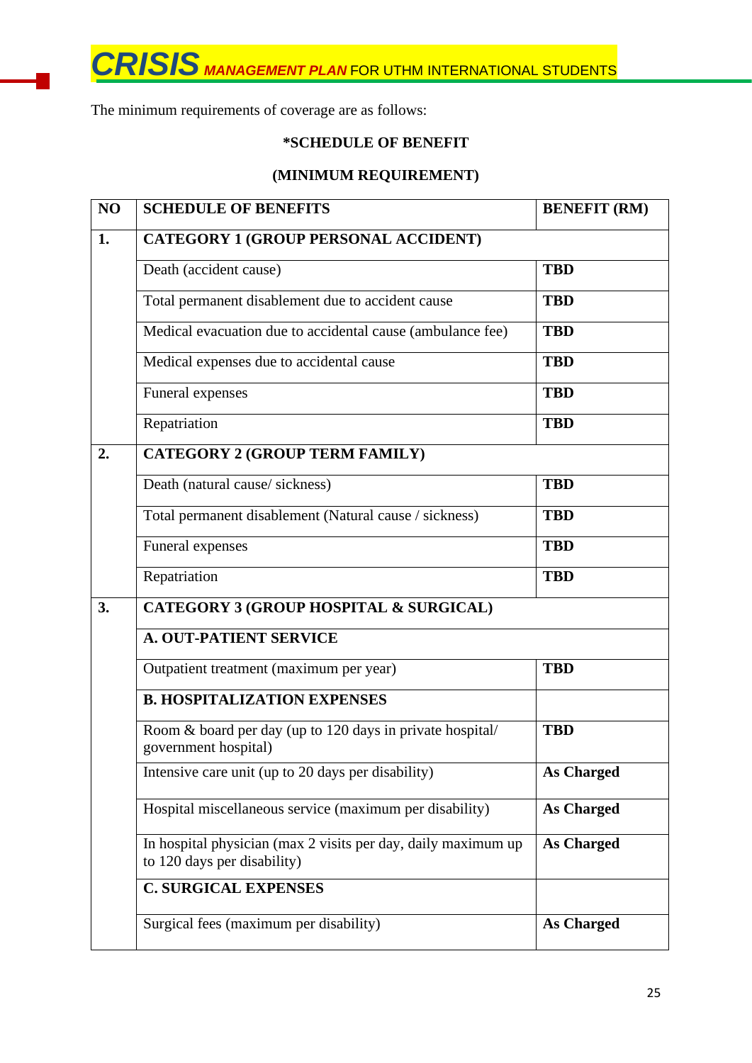The minimum requirements of coverage are as follows:

**\*SCHEDULE OF BENEFIT**

**(MINIMUM REQUIREMENT)**

| NO | SCHEDULE OF BENEFITS | BENEFIT (RM) |
|---|---|---|
| **1.** | **CATEGORY 1 (GROUP PERSONAL ACCIDENT)** | |
| | Death (accident cause) | **TBD** |
| | Total permanent disablement due to accident cause | **TBD** |
| | Medical evacuation due to accidental cause (ambulance fee) | **TBD** |
| | Medical expenses due to accidental cause | **TBD** |
| | Funeral expenses | **TBD** |
| | Repatriation | **TBD** |
| **2.** | **CATEGORY 2 (GROUP TERM FAMILY)** | |
| | Death (natural cause/ sickness) | **TBD** |
| | Total permanent disablement (Natural cause / sickness) | **TBD** |
| | Funeral expenses | **TBD** |
| | Repatriation | **TBD** |
| **3.** | **CATEGORY 3 (GROUP HOSPITAL & SURGICAL)** | |
| | **A. OUT-PATIENT SERVICE** | |
| | Outpatient treatment (maximum per year) | **TBD** |
| | **B. HOSPITALIZATION EXPENSES** | |
| | Room & board per day (up to 120 days in private hospital/ government hospital) | **TBD** |
| | Intensive care unit (up to 20 days per disability) | **As Charged** |
| | Hospital miscellaneous service (maximum per disability) | **As Charged** |
| | In hospital physician (max 2 visits per day, daily maximum up to 120 days per disability) | **As Charged** |
| | **C. SURGICAL EXPENSES** | |
| | Surgical fees (maximum per disability) | **As Charged** |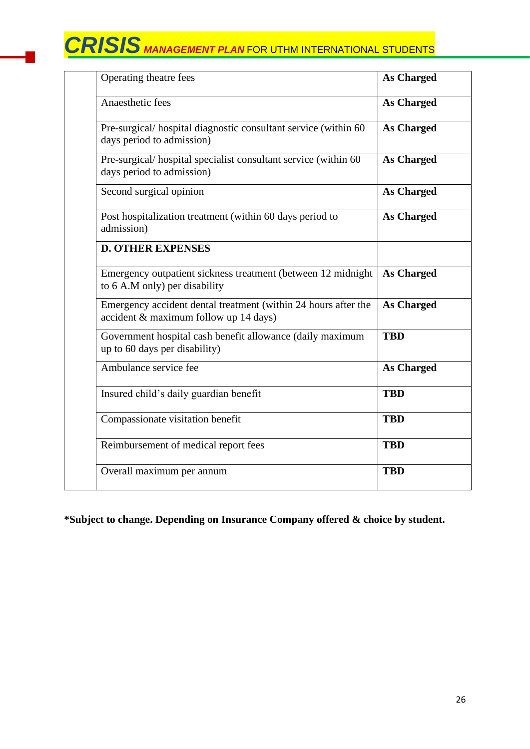| | | |
|---|---|---|
| | Operating theatre fees | **As Charged** |
| | Anaesthetic fees | **As Charged** |
| | Pre-surgical/ hospital diagnostic consultant service (within 60 days period to admission) | **As Charged** |
| | Pre-surgical/ hospital specialist consultant service (within 60 days period to admission) | **As Charged** |
| | Second surgical opinion | **As Charged** |
| | Post hospitalization treatment (within 60 days period to admission) | **As Charged** |
| | **D. OTHER EXPENSES** | |
| | Emergency outpatient sickness treatment (between 12 midnight to 6 A.M only) per disability | **As Charged** |
| | Emergency accident dental treatment (within 24 hours after the accident & maximum follow up 14 days) | **As Charged** |
| | Government hospital cash benefit allowance (daily maximum up to 60 days per disability) | **TBD** |
| | Ambulance service fee | **As Charged** |
| | Insured child's daily guardian benefit | **TBD** |
| | Compassionate visitation benefit | **TBD** |
| | Reimbursement of medical report fees | **TBD** |
| | Overall maximum per annum | **TBD** |

**\*Subject to change. Depending on Insurance Company offered & choice by student.**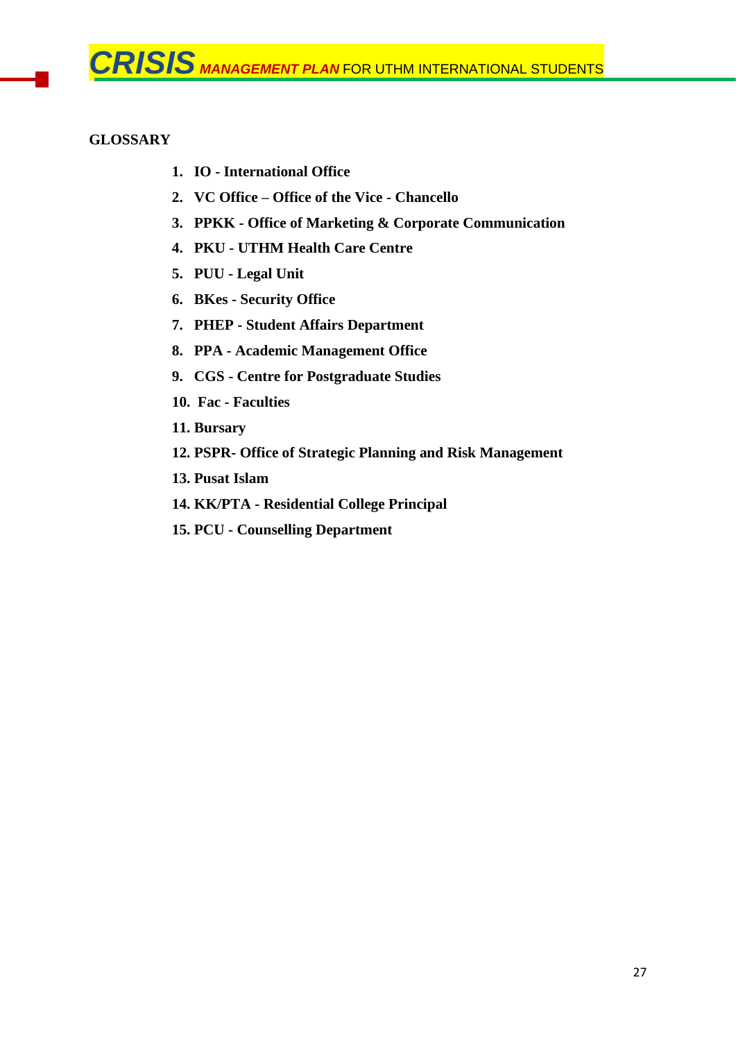**GLOSSARY**

1. **IO - International Office**
2. **VC Office – Office of the Vice - Chancello**
3. **PPKK - Office of Marketing & Corporate Communication**
4. **PKU - UTHM Health Care Centre**
5. **PUU - Legal Unit**
6. **BKes - Security Office**
7. **PHEP - Student Affairs Department**
8. **PPA - Academic Management Office**
9. **CGS - Centre for Postgraduate Studies**
10. **Fac - Faculties**
11. **Bursary**
12. **PSPR- Office of Strategic Planning and Risk Management**
13. **Pusat Islam**
14. **KK/PTA - Residential College Principal**
15. **PCU - Counselling Department**